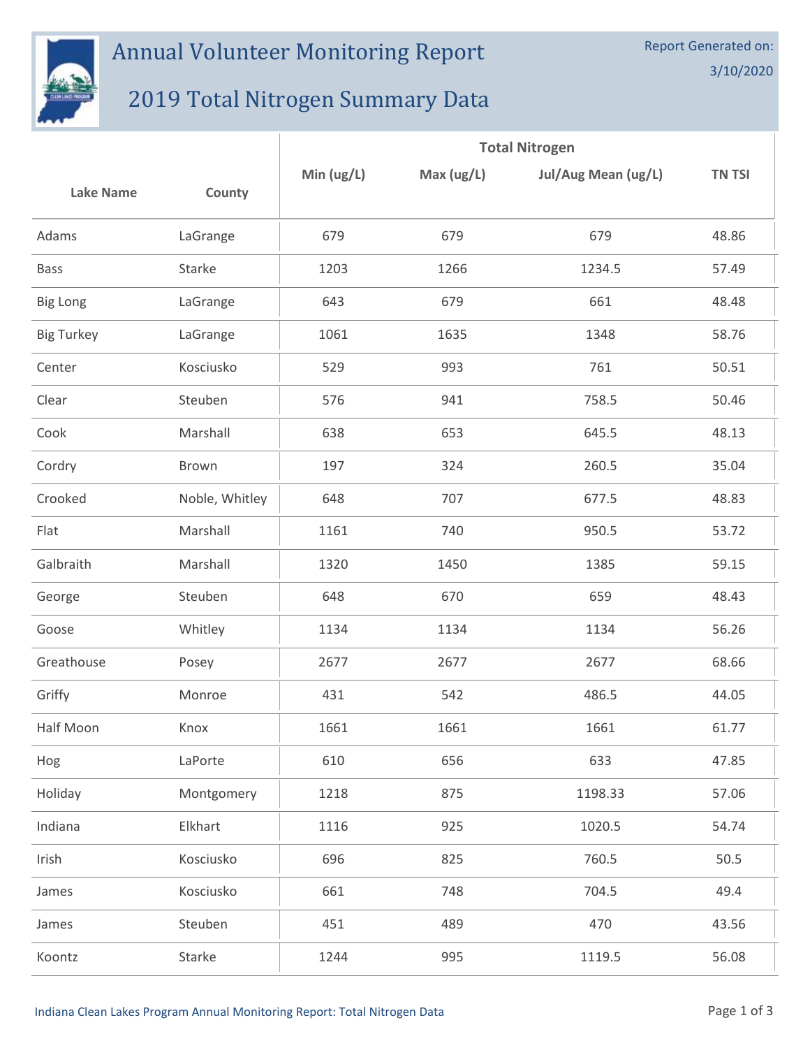# Annual Volunteer Monitoring Report

## 2019 Total Nitrogen Summary Data

Report Generated on: 3/10/2020

| Lake Name | County | Total Nitrogen | | | |
|---|---|---|---|---|---|
| | | Min (ug/L) | Max (ug/L) | Jul/Aug Mean (ug/L) | TN TSI |
| Adams | LaGrange | 679 | 679 | 679 | 48.86 |
| Bass | Starke | 1203 | 1266 | 1234.5 | 57.49 |
| Big Long | LaGrange | 643 | 679 | 661 | 48.48 |
| Big Turkey | LaGrange | 1061 | 1635 | 1348 | 58.76 |
| Center | Kosciusko | 529 | 993 | 761 | 50.51 |
| Clear | Steuben | 576 | 941 | 758.5 | 50.46 |
| Cook | Marshall | 638 | 653 | 645.5 | 48.13 |
| Cordry | Brown | 197 | 324 | 260.5 | 35.04 |
| Crooked | Noble, Whitley | 648 | 707 | 677.5 | 48.83 |
| Flat | Marshall | 1161 | 740 | 950.5 | 53.72 |
| Galbraith | Marshall | 1320 | 1450 | 1385 | 59.15 |
| George | Steuben | 648 | 670 | 659 | 48.43 |
| Goose | Whitley | 1134 | 1134 | 1134 | 56.26 |
| Greathouse | Posey | 2677 | 2677 | 2677 | 68.66 |
| Griffy | Monroe | 431 | 542 | 486.5 | 44.05 |
| Half Moon | Knox | 1661 | 1661 | 1661 | 61.77 |
| Hog | LaPorte | 610 | 656 | 633 | 47.85 |
| Holiday | Montgomery | 1218 | 875 | 1198.33 | 57.06 |
| Indiana | Elkhart | 1116 | 925 | 1020.5 | 54.74 |
| Irish | Kosciusko | 696 | 825 | 760.5 | 50.5 |
| James | Kosciusko | 661 | 748 | 704.5 | 49.4 |
| James | Steuben | 451 | 489 | 470 | 43.56 |
| Koontz | Starke | 1244 | 995 | 1119.5 | 56.08 |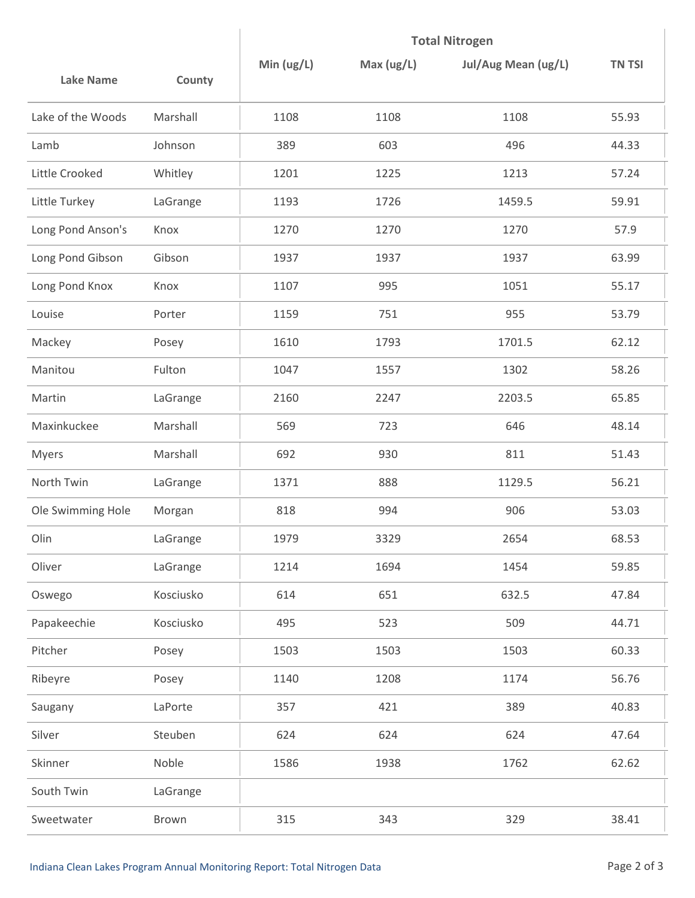| Lake Name | County | Total Nitrogen | | | |
|---|---|---|---|---|---|
| | | Min (ug/L) | Max (ug/L) | Jul/Aug Mean (ug/L) | TN TSI |
| Lake of the Woods | Marshall | 1108 | 1108 | 1108 | 55.93 |
| Lamb | Johnson | 389 | 603 | 496 | 44.33 |
| Little Crooked | Whitley | 1201 | 1225 | 1213 | 57.24 |
| Little Turkey | LaGrange | 1193 | 1726 | 1459.5 | 59.91 |
| Long Pond Anson's | Knox | 1270 | 1270 | 1270 | 57.9 |
| Long Pond Gibson | Gibson | 1937 | 1937 | 1937 | 63.99 |
| Long Pond Knox | Knox | 1107 | 995 | 1051 | 55.17 |
| Louise | Porter | 1159 | 751 | 955 | 53.79 |
| Mackey | Posey | 1610 | 1793 | 1701.5 | 62.12 |
| Manitou | Fulton | 1047 | 1557 | 1302 | 58.26 |
| Martin | LaGrange | 2160 | 2247 | 2203.5 | 65.85 |
| Maxinkuckee | Marshall | 569 | 723 | 646 | 48.14 |
| Myers | Marshall | 692 | 930 | 811 | 51.43 |
| North Twin | LaGrange | 1371 | 888 | 1129.5 | 56.21 |
| Ole Swimming Hole | Morgan | 818 | 994 | 906 | 53.03 |
| Olin | LaGrange | 1979 | 3329 | 2654 | 68.53 |
| Oliver | LaGrange | 1214 | 1694 | 1454 | 59.85 |
| Oswego | Kosciusko | 614 | 651 | 632.5 | 47.84 |
| Papakeechie | Kosciusko | 495 | 523 | 509 | 44.71 |
| Pitcher | Posey | 1503 | 1503 | 1503 | 60.33 |
| Ribeyre | Posey | 1140 | 1208 | 1174 | 56.76 |
| Saugany | LaPorte | 357 | 421 | 389 | 40.83 |
| Silver | Steuben | 624 | 624 | 624 | 47.64 |
| Skinner | Noble | 1586 | 1938 | 1762 | 62.62 |
| South Twin | LaGrange | | | | |
| Sweetwater | Brown | 315 | 343 | 329 | 38.41 |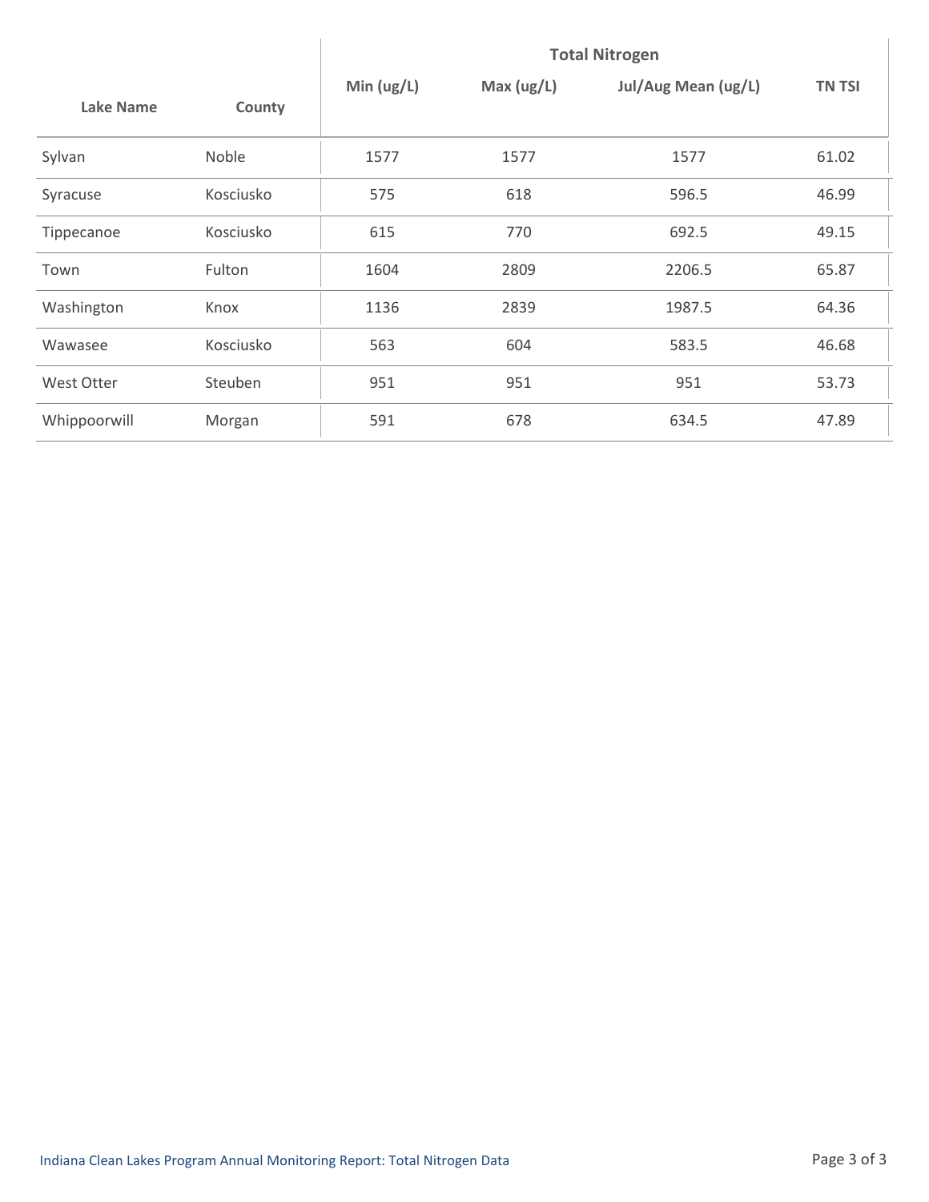| Lake Name | County | Total Nitrogen | | | |
|---|---|---|---|---|---|
| | | Min (ug/L) | Max (ug/L) | Jul/Aug Mean (ug/L) | TN TSI |
| Sylvan | Noble | 1577 | 1577 | 1577 | 61.02 |
| Syracuse | Kosciusko | 575 | 618 | 596.5 | 46.99 |
| Tippecanoe | Kosciusko | 615 | 770 | 692.5 | 49.15 |
| Town | Fulton | 1604 | 2809 | 2206.5 | 65.87 |
| Washington | Knox | 1136 | 2839 | 1987.5 | 64.36 |
| Wawasee | Kosciusko | 563 | 604 | 583.5 | 46.68 |
| West Otter | Steuben | 951 | 951 | 951 | 53.73 |
| Whippoorwill | Morgan | 591 | 678 | 634.5 | 47.89 |